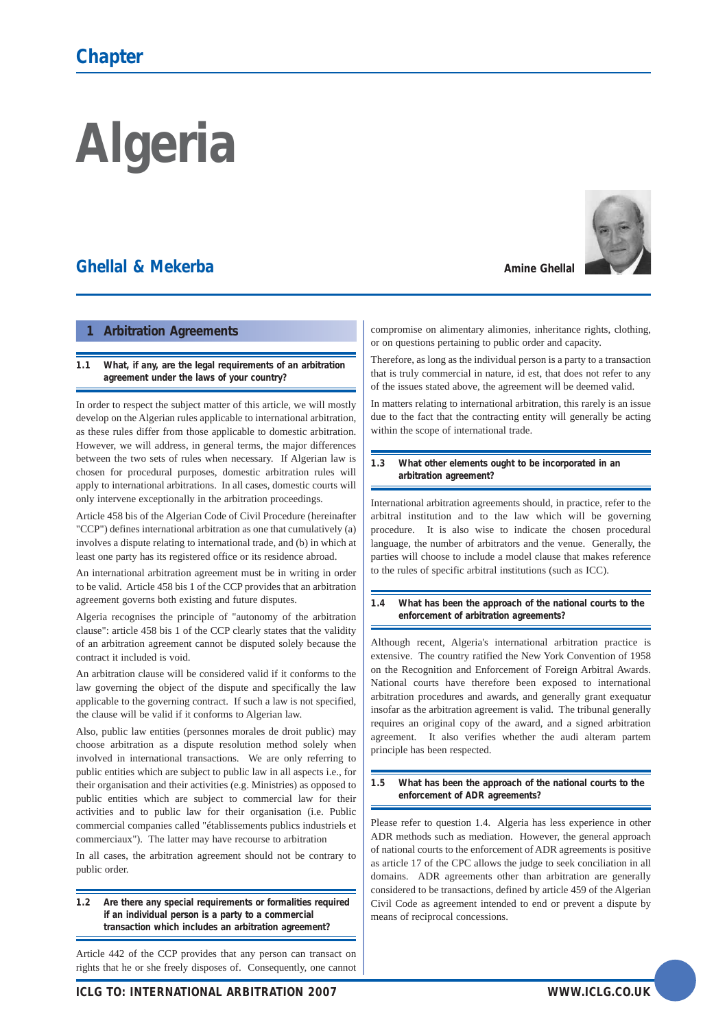Chapter

# Algeria

## Ghellal & Mekerba

**Amine Ghellal**

## 1 Arbitration Agreements

### 1.1 What, if any, are the legal requirements of an arbitration agreement under the laws of your country?

In order to respect the subject matter of this article, we will mostly develop on the Algerian rules applicable to international arbitration, as these rules differ from those applicable to domestic arbitration. However, we will address, in general terms, the major differences between the two sets of rules when necessary. If Algerian law is chosen for procedural purposes, domestic arbitration rules will apply to international arbitrations. In all cases, domestic courts will only intervene exceptionally in the arbitration proceedings.

Article 458 bis of the Algerian Code of Civil Procedure (hereinafter "CCP") defines international arbitration as one that cumulatively (a) involves a dispute relating to international trade, and (b) in which at least one party has its registered office or its residence abroad.

An international arbitration agreement must be in writing in order to be valid. Article 458 bis 1 of the CCP provides that an arbitration agreement governs both existing and future disputes.

Algeria recognises the principle of "autonomy of the arbitration clause": article 458 bis 1 of the CCP clearly states that the validity of an arbitration agreement cannot be disputed solely because the contract it included is void.

An arbitration clause will be considered valid if it conforms to the law governing the object of the dispute and specifically the law applicable to the governing contract. If such a law is not specified, the clause will be valid if it conforms to Algerian law.

Also, public law entities (personnes morales de droit public) may choose arbitration as a dispute resolution method solely when involved in international transactions. We are only referring to public entities which are subject to public law in all aspects i.e., for their organisation and their activities (e.g. Ministries) as opposed to public entities which are subject to commercial law for their activities and to public law for their organisation (i.e. Public commercial companies called "établissements publics industriels et commerciaux"). The latter may have recourse to arbitration

In all cases, the arbitration agreement should not be contrary to public order.

### 1.2 Are there any special requirements or formalities required if an individual person is a party to a commercial transaction which includes an arbitration agreement?

Article 442 of the CCP provides that any person can transact on rights that he or she freely disposes of. Consequently, one cannot compromise on alimentary alimonies, inheritance rights, clothing, or on questions pertaining to public order and capacity.

Therefore, as long as the individual person is a party to a transaction that is truly commercial in nature, id est, that does not refer to any of the issues stated above, the agreement will be deemed valid.

In matters relating to international arbitration, this rarely is an issue due to the fact that the contracting entity will generally be acting within the scope of international trade.

### 1.3 What other elements ought to be incorporated in an arbitration agreement?

International arbitration agreements should, in practice, refer to the arbitral institution and to the law which will be governing procedure. It is also wise to indicate the chosen procedural language, the number of arbitrators and the venue. Generally, the parties will choose to include a model clause that makes reference to the rules of specific arbitral institutions (such as ICC).

### 1.4 What has been the approach of the national courts to the enforcement of arbitration agreements?

Although recent, Algeria's international arbitration practice is extensive. The country ratified the New York Convention of 1958 on the Recognition and Enforcement of Foreign Arbitral Awards. National courts have therefore been exposed to international arbitration procedures and awards, and generally grant exequatur insofar as the arbitration agreement is valid. The tribunal generally requires an original copy of the award, and a signed arbitration agreement. It also verifies whether the audi alteram partem principle has been respected.

### 1.5 What has been the approach of the national courts to the enforcement of ADR agreements?

Please refer to question 1.4. Algeria has less experience in other ADR methods such as mediation. However, the general approach of national courts to the enforcement of ADR agreements is positive as article 17 of the CPC allows the judge to seek conciliation in all domains. ADR agreements other than arbitration are generally considered to be transactions, defined by article 459 of the Algerian Civil Code as agreement intended to end or prevent a dispute by means of reciprocal concessions.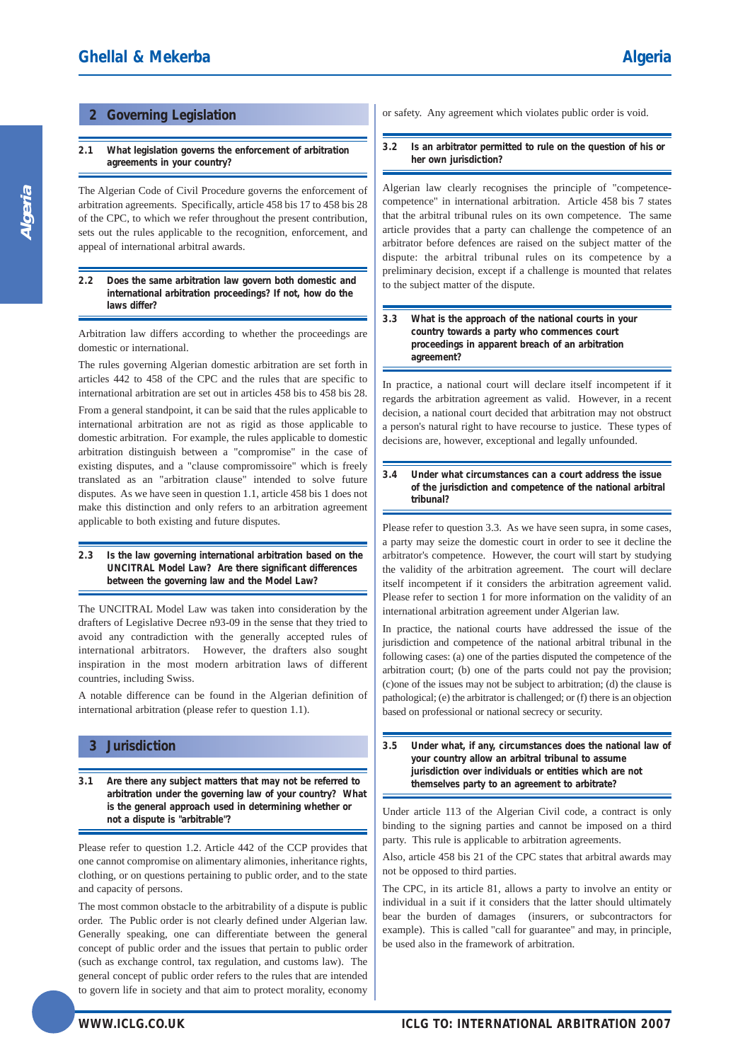## 2 Governing Legislation

### 2.1 What legislation governs the enforcement of arbitration agreements in your country?

The Algerian Code of Civil Procedure governs the enforcement of arbitration agreements. Specifically, article 458 bis 17 to 458 bis 28 of the CPC, to which we refer throughout the present contribution, sets out the rules applicable to the recognition, enforcement, and appeal of international arbitral awards.

### 2.2 Does the same arbitration law govern both domestic and international arbitration proceedings? If not, how do the laws differ?

Arbitration law differs according to whether the proceedings are domestic or international.

The rules governing Algerian domestic arbitration are set forth in articles 442 to 458 of the CPC and the rules that are specific to international arbitration are set out in articles 458 bis to 458 bis 28.

From a general standpoint, it can be said that the rules applicable to international arbitration are not as rigid as those applicable to domestic arbitration. For example, the rules applicable to domestic arbitration distinguish between a "compromise" in the case of existing disputes, and a "clause compromissoire" which is freely translated as an "arbitration clause" intended to solve future disputes. As we have seen in question 1.1, article 458 bis 1 does not make this distinction and only refers to an arbitration agreement applicable to both existing and future disputes.

### 2.3 Is the law governing international arbitration based on the UNCITRAL Model Law? Are there significant differences between the governing law and the Model Law?

The UNCITRAL Model Law was taken into consideration by the drafters of Legislative Decree n93-09 in the sense that they tried to avoid any contradiction with the generally accepted rules of international arbitrators. However, the drafters also sought inspiration in the most modern arbitration laws of different countries, including Swiss.

A notable difference can be found in the Algerian definition of international arbitration (please refer to question 1.1).

## 3 Jurisdiction

### 3.1 Are there any subject matters that may not be referred to arbitration under the governing law of your country? What is the general approach used in determining whether or not a dispute is "arbitrable"?

Please refer to question 1.2. Article 442 of the CCP provides that one cannot compromise on alimentary alimonies, inheritance rights, clothing, or on questions pertaining to public order, and to the state and capacity of persons.

The most common obstacle to the arbitrability of a dispute is public order. The Public order is not clearly defined under Algerian law. Generally speaking, one can differentiate between the general concept of public order and the issues that pertain to public order (such as exchange control, tax regulation, and customs law). The general concept of public order refers to the rules that are intended to govern life in society and that aim to protect morality, economy or safety. Any agreement which violates public order is void.

### 3.2 Is an arbitrator permitted to rule on the question of his or her own jurisdiction?

Algerian law clearly recognises the principle of "competence-competence" in international arbitration. Article 458 bis 7 states that the arbitral tribunal rules on its own competence. The same article provides that a party can challenge the competence of an arbitrator before defences are raised on the subject matter of the dispute: the arbitral tribunal rules on its competence by a preliminary decision, except if a challenge is mounted that relates to the subject matter of the dispute.

### 3.3 What is the approach of the national courts in your country towards a party who commences court proceedings in apparent breach of an arbitration agreement?

In practice, a national court will declare itself incompetent if it regards the arbitration agreement as valid. However, in a recent decision, a national court decided that arbitration may not obstruct a person's natural right to have recourse to justice. These types of decisions are, however, exceptional and legally unfounded.

### 3.4 Under what circumstances can a court address the issue of the jurisdiction and competence of the national arbitral tribunal?

Please refer to question 3.3. As we have seen supra, in some cases, a party may seize the domestic court in order to see it decline the arbitrator's competence. However, the court will start by studying the validity of the arbitration agreement. The court will declare itself incompetent if it considers the arbitration agreement valid. Please refer to section 1 for more information on the validity of an international arbitration agreement under Algerian law.

In practice, the national courts have addressed the issue of the jurisdiction and competence of the national arbitral tribunal in the following cases: (a) one of the parties disputed the competence of the arbitration court; (b) one of the parts could not pay the provision; (c)one of the issues may not be subject to arbitration; (d) the clause is pathological; (e) the arbitrator is challenged; or (f) there is an objection based on professional or national secrecy or security.

### 3.5 Under what, if any, circumstances does the national law of your country allow an arbitral tribunal to assume jurisdiction over individuals or entities which are not themselves party to an agreement to arbitrate?

Under article 113 of the Algerian Civil code, a contract is only binding to the signing parties and cannot be imposed on a third party. This rule is applicable to arbitration agreements.

Also, article 458 bis 21 of the CPC states that arbitral awards may not be opposed to third parties.

The CPC, in its article 81, allows a party to involve an entity or individual in a suit if it considers that the latter should ultimately bear the burden of damages (insurers, or subcontractors for example). This is called "call for guarantee" and may, in principle, be used also in the framework of arbitration.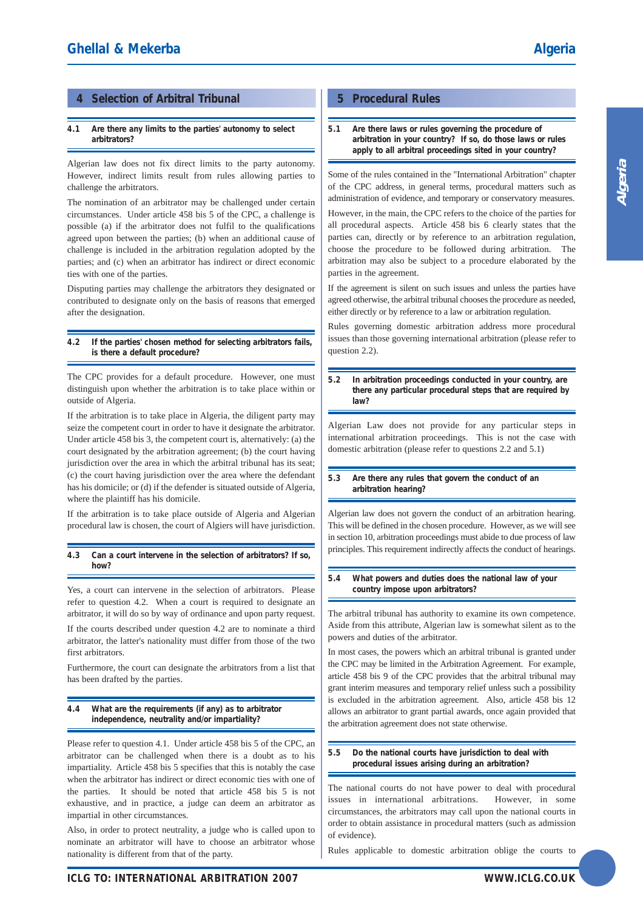## 4 Selection of Arbitral Tribunal

### 4.1 Are there any limits to the parties' autonomy to select arbitrators?

Algerian law does not fix direct limits to the party autonomy. However, indirect limits result from rules allowing parties to challenge the arbitrators.

The nomination of an arbitrator may be challenged under certain circumstances. Under article 458 bis 5 of the CPC, a challenge is possible (a) if the arbitrator does not fulfil to the qualifications agreed upon between the parties; (b) when an additional cause of challenge is included in the arbitration regulation adopted by the parties; and (c) when an arbitrator has indirect or direct economic ties with one of the parties.

Disputing parties may challenge the arbitrators they designated or contributed to designate only on the basis of reasons that emerged after the designation.

### 4.2 If the parties' chosen method for selecting arbitrators fails, is there a default procedure?

The CPC provides for a default procedure. However, one must distinguish upon whether the arbitration is to take place within or outside of Algeria.

If the arbitration is to take place in Algeria, the diligent party may seize the competent court in order to have it designate the arbitrator. Under article 458 bis 3, the competent court is, alternatively: (a) the court designated by the arbitration agreement; (b) the court having jurisdiction over the area in which the arbitral tribunal has its seat; (c) the court having jurisdiction over the area where the defendant has his domicile; or (d) if the defender is situated outside of Algeria, where the plaintiff has his domicile.

If the arbitration is to take place outside of Algeria and Algerian procedural law is chosen, the court of Algiers will have jurisdiction.

### 4.3 Can a court intervene in the selection of arbitrators? If so, how?

Yes, a court can intervene in the selection of arbitrators. Please refer to question 4.2. When a court is required to designate an arbitrator, it will do so by way of ordinance and upon party request.

If the courts described under question 4.2 are to nominate a third arbitrator, the latter's nationality must differ from those of the two first arbitrators.

Furthermore, the court can designate the arbitrators from a list that has been drafted by the parties.

### 4.4 What are the requirements (if any) as to arbitrator independence, neutrality and/or impartiality?

Please refer to question 4.1. Under article 458 bis 5 of the CPC, an arbitrator can be challenged when there is a doubt as to his impartiality. Article 458 bis 5 specifies that this is notably the case when the arbitrator has indirect or direct economic ties with one of the parties. It should be noted that article 458 bis 5 is not exhaustive, and in practice, a judge can deem an arbitrator as impartial in other circumstances.

Also, in order to protect neutrality, a judge who is called upon to nominate an arbitrator will have to choose an arbitrator whose nationality is different from that of the party.

## 5 Procedural Rules

### 5.1 Are there laws or rules governing the procedure of arbitration in your country? If so, do those laws or rules apply to all arbitral proceedings sited in your country?

Some of the rules contained in the "International Arbitration" chapter of the CPC address, in general terms, procedural matters such as administration of evidence, and temporary or conservatory measures.

However, in the main, the CPC refers to the choice of the parties for all procedural aspects. Article 458 bis 6 clearly states that the parties can, directly or by reference to an arbitration regulation, choose the procedure to be followed during arbitration. The arbitration may also be subject to a procedure elaborated by the parties in the agreement.

If the agreement is silent on such issues and unless the parties have agreed otherwise, the arbitral tribunal chooses the procedure as needed, either directly or by reference to a law or arbitration regulation.

Rules governing domestic arbitration address more procedural issues than those governing international arbitration (please refer to question 2.2).

### 5.2 In arbitration proceedings conducted in your country, are there any particular procedural steps that are required by law?

Algerian Law does not provide for any particular steps in international arbitration proceedings. This is not the case with domestic arbitration (please refer to questions 2.2 and 5.1)

### 5.3 Are there any rules that govern the conduct of an arbitration hearing?

Algerian law does not govern the conduct of an arbitration hearing. This will be defined in the chosen procedure. However, as we will see in section 10, arbitration proceedings must abide to due process of law principles. This requirement indirectly affects the conduct of hearings.

### 5.4 What powers and duties does the national law of your country impose upon arbitrators?

The arbitral tribunal has authority to examine its own competence. Aside from this attribute, Algerian law is somewhat silent as to the powers and duties of the arbitrator.

In most cases, the powers which an arbitral tribunal is granted under the CPC may be limited in the Arbitration Agreement. For example, article 458 bis 9 of the CPC provides that the arbitral tribunal may grant interim measures and temporary relief unless such a possibility is excluded in the arbitration agreement. Also, article 458 bis 12 allows an arbitrator to grant partial awards, once again provided that the arbitration agreement does not state otherwise.

### 5.5 Do the national courts have jurisdiction to deal with procedural issues arising during an arbitration?

The national courts do not have power to deal with procedural issues in international arbitrations. However, in some circumstances, the arbitrators may call upon the national courts in order to obtain assistance in procedural matters (such as admission of evidence).

Rules applicable to domestic arbitration oblige the courts to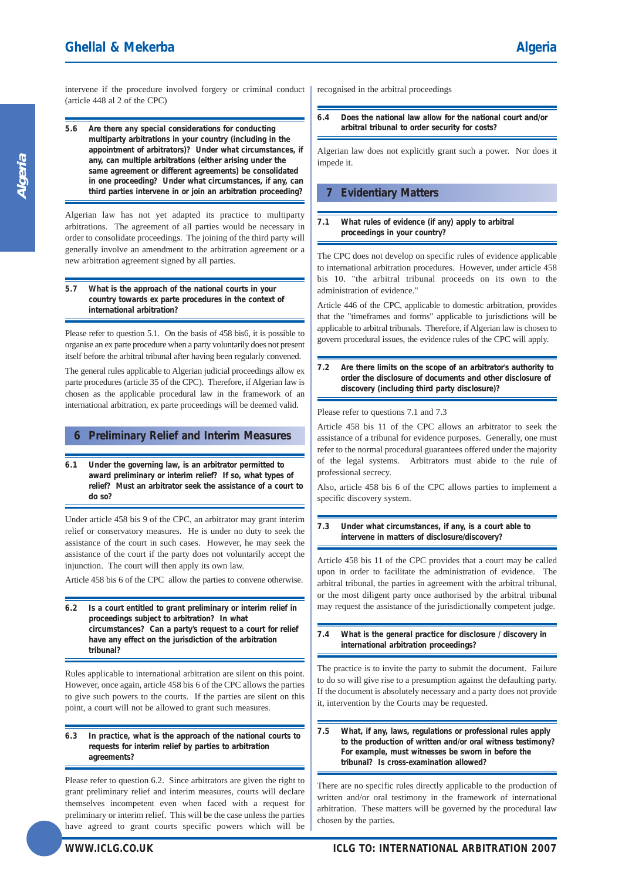intervene if the procedure involved forgery or criminal conduct (article 448 al 2 of the CPC)

**5.6 Are there any special considerations for conducting multiparty arbitrations in your country (including in the appointment of arbitrators)? Under what circumstances, if any, can multiple arbitrations (either arising under the same agreement or different agreements) be consolidated in one proceeding? Under what circumstances, if any, can third parties intervene in or join an arbitration proceeding?**

Algerian law has not yet adapted its practice to multiparty arbitrations. The agreement of all parties would be necessary in order to consolidate proceedings. The joining of the third party will generally involve an amendment to the arbitration agreement or a new arbitration agreement signed by all parties.

**5.7 What is the approach of the national courts in your country towards ex parte procedures in the context of international arbitration?**

Please refer to question 5.1. On the basis of 458 bis6, it is possible to organise an ex parte procedure when a party voluntarily does not present itself before the arbitral tribunal after having been regularly convened.

The general rules applicable to Algerian judicial proceedings allow ex parte procedures (article 35 of the CPC). Therefore, if Algerian law is chosen as the applicable procedural law in the framework of an international arbitration, ex parte proceedings will be deemed valid.

## 6 Preliminary Relief and Interim Measures

**6.1 Under the governing law, is an arbitrator permitted to award preliminary or interim relief? If so, what types of relief? Must an arbitrator seek the assistance of a court to do so?**

Under article 458 bis 9 of the CPC, an arbitrator may grant interim relief or conservatory measures. He is under no duty to seek the assistance of the court in such cases. However, he may seek the assistance of the court if the party does not voluntarily accept the injunction. The court will then apply its own law.

Article 458 bis 6 of the CPC allow the parties to convene otherwise.

**6.2 Is a court entitled to grant preliminary or interim relief in proceedings subject to arbitration? In what circumstances? Can a party's request to a court for relief have any effect on the jurisdiction of the arbitration tribunal?**

Rules applicable to international arbitration are silent on this point. However, once again, article 458 bis 6 of the CPC allows the parties to give such powers to the courts. If the parties are silent on this point, a court will not be allowed to grant such measures.

**6.3 In practice, what is the approach of the national courts to requests for interim relief by parties to arbitration agreements?**

Please refer to question 6.2. Since arbitrators are given the right to grant preliminary relief and interim measures, courts will declare themselves incompetent even when faced with a request for preliminary or interim relief. This will be the case unless the parties have agreed to grant courts specific powers which will be recognised in the arbitral proceedings

**6.4 Does the national law allow for the national court and/or arbitral tribunal to order security for costs?**

Algerian law does not explicitly grant such a power. Nor does it impede it.

## 7 Evidentiary Matters

**7.1 What rules of evidence (if any) apply to arbitral proceedings in your country?**

The CPC does not develop on specific rules of evidence applicable to international arbitration procedures. However, under article 458 bis 10. "the arbitral tribunal proceeds on its own to the administration of evidence."

Article 446 of the CPC, applicable to domestic arbitration, provides that the "timeframes and forms" applicable to jurisdictions will be applicable to arbitral tribunals. Therefore, if Algerian law is chosen to govern procedural issues, the evidence rules of the CPC will apply.

**7.2 Are there limits on the scope of an arbitrator's authority to order the disclosure of documents and other disclosure of discovery (including third party disclosure)?**

Please refer to questions 7.1 and 7.3

Article 458 bis 11 of the CPC allows an arbitrator to seek the assistance of a tribunal for evidence purposes. Generally, one must refer to the normal procedural guarantees offered under the majority of the legal systems. Arbitrators must abide to the rule of professional secrecy.

Also, article 458 bis 6 of the CPC allows parties to implement a specific discovery system.

**7.3 Under what circumstances, if any, is a court able to intervene in matters of disclosure/discovery?**

Article 458 bis 11 of the CPC provides that a court may be called upon in order to facilitate the administration of evidence. The arbitral tribunal, the parties in agreement with the arbitral tribunal, or the most diligent party once authorised by the arbitral tribunal may request the assistance of the jurisdictionally competent judge.

**7.4 What is the general practice for disclosure / discovery in international arbitration proceedings?**

The practice is to invite the party to submit the document. Failure to do so will give rise to a presumption against the defaulting party. If the document is absolutely necessary and a party does not provide it, intervention by the Courts may be requested.

**7.5 What, if any, laws, regulations or professional rules apply to the production of written and/or oral witness testimony? For example, must witnesses be sworn in before the tribunal? Is cross-examination allowed?**

There are no specific rules directly applicable to the production of written and/or oral testimony in the framework of international arbitration. These matters will be governed by the procedural law chosen by the parties.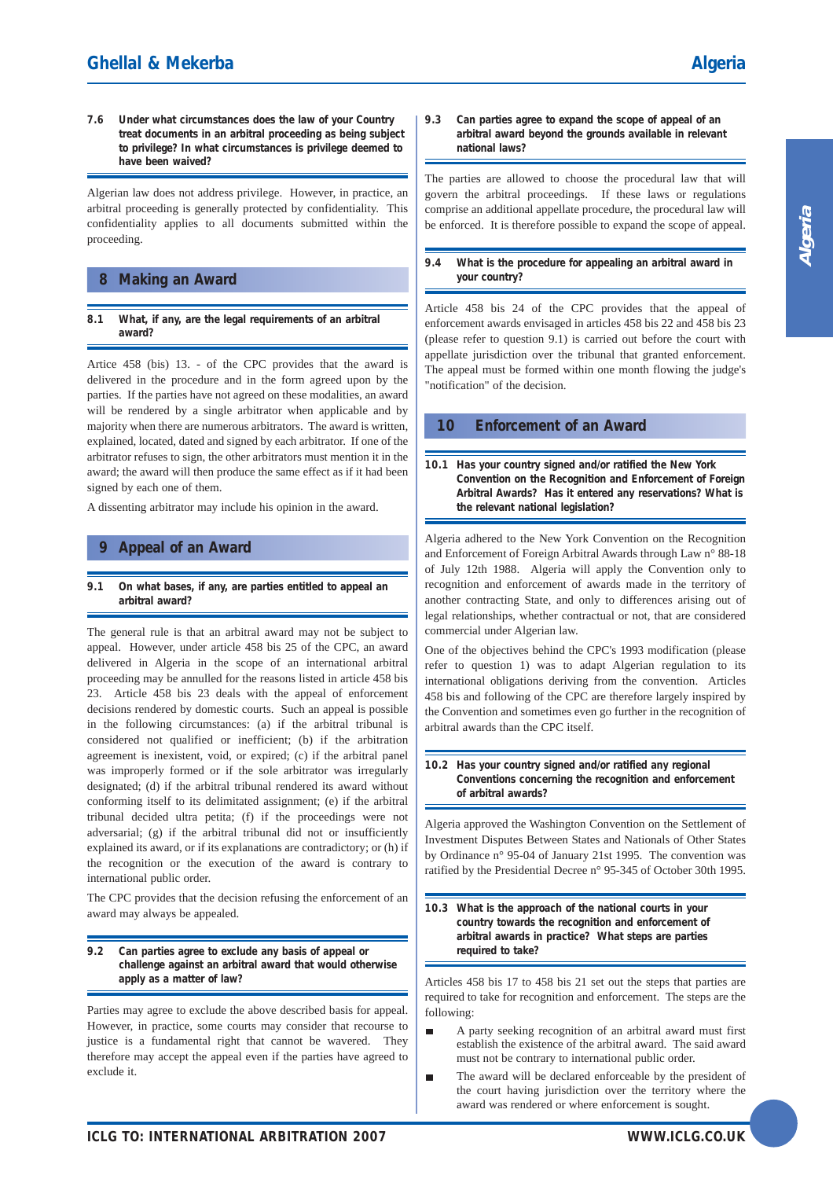### 7.6 Under what circumstances does the law of your Country treat documents in an arbitral proceeding as being subject to privilege? In what circumstances is privilege deemed to have been waived?

Algerian law does not address privilege. However, in practice, an arbitral proceeding is generally protected by confidentiality. This confidentiality applies to all documents submitted within the proceeding.

## 8 Making an Award

### 8.1 What, if any, are the legal requirements of an arbitral award?

Artice 458 (bis) 13. - of the CPC provides that the award is delivered in the procedure and in the form agreed upon by the parties. If the parties have not agreed on these modalities, an award will be rendered by a single arbitrator when applicable and by majority when there are numerous arbitrators. The award is written, explained, located, dated and signed by each arbitrator. If one of the arbitrator refuses to sign, the other arbitrators must mention it in the award; the award will then produce the same effect as if it had been signed by each one of them.

A dissenting arbitrator may include his opinion in the award.

## 9 Appeal of an Award

### 9.1 On what bases, if any, are parties entitled to appeal an arbitral award?

The general rule is that an arbitral award may not be subject to appeal. However, under article 458 bis 25 of the CPC, an award delivered in Algeria in the scope of an international arbitral proceeding may be annulled for the reasons listed in article 458 bis 23. Article 458 bis 23 deals with the appeal of enforcement decisions rendered by domestic courts. Such an appeal is possible in the following circumstances: (a) if the arbitral tribunal is considered not qualified or inefficient; (b) if the arbitration agreement is inexistent, void, or expired; (c) if the arbitral panel was improperly formed or if the sole arbitrator was irregularly designated; (d) if the arbitral tribunal rendered its award without conforming itself to its delimitated assignment; (e) if the arbitral tribunal decided ultra petita; (f) if the proceedings were not adversarial; (g) if the arbitral tribunal did not or insufficiently explained its award, or if its explanations are contradictory; or (h) if the recognition or the execution of the award is contrary to international public order.

The CPC provides that the decision refusing the enforcement of an award may always be appealed.

### 9.2 Can parties agree to exclude any basis of appeal or challenge against an arbitral award that would otherwise apply as a matter of law?

Parties may agree to exclude the above described basis for appeal. However, in practice, some courts may consider that recourse to justice is a fundamental right that cannot be wavered. They therefore may accept the appeal even if the parties have agreed to exclude it.

### 9.3 Can parties agree to expand the scope of appeal of an arbitral award beyond the grounds available in relevant national laws?

The parties are allowed to choose the procedural law that will govern the arbitral proceedings. If these laws or regulations comprise an additional appellate procedure, the procedural law will be enforced. It is therefore possible to expand the scope of appeal.

### 9.4 What is the procedure for appealing an arbitral award in your country?

Article 458 bis 24 of the CPC provides that the appeal of enforcement awards envisaged in articles 458 bis 22 and 458 bis 23 (please refer to question 9.1) is carried out before the court with appellate jurisdiction over the tribunal that granted enforcement. The appeal must be formed within one month flowing the judge's "notification" of the decision.

## 10 Enforcement of an Award

### 10.1 Has your country signed and/or ratified the New York Convention on the Recognition and Enforcement of Foreign Arbitral Awards? Has it entered any reservations? What is the relevant national legislation?

Algeria adhered to the New York Convention on the Recognition and Enforcement of Foreign Arbitral Awards through Law n° 88-18 of July 12th 1988. Algeria will apply the Convention only to recognition and enforcement of awards made in the territory of another contracting State, and only to differences arising out of legal relationships, whether contractual or not, that are considered commercial under Algerian law.

One of the objectives behind the CPC's 1993 modification (please refer to question 1) was to adapt Algerian regulation to its international obligations deriving from the convention. Articles 458 bis and following of the CPC are therefore largely inspired by the Convention and sometimes even go further in the recognition of arbitral awards than the CPC itself.

### 10.2 Has your country signed and/or ratified any regional Conventions concerning the recognition and enforcement of arbitral awards?

Algeria approved the Washington Convention on the Settlement of Investment Disputes Between States and Nationals of Other States by Ordinance n° 95-04 of January 21st 1995. The convention was ratified by the Presidential Decree n° 95-345 of October 30th 1995.

### 10.3 What is the approach of the national courts in your country towards the recognition and enforcement of arbitral awards in practice? What steps are parties required to take?

Articles 458 bis 17 to 458 bis 21 set out the steps that parties are required to take for recognition and enforcement. The steps are the following:

- A party seeking recognition of an arbitral award must first establish the existence of the arbitral award. The said award must not be contrary to international public order.
- The award will be declared enforceable by the president of the court having jurisdiction over the territory where the award was rendered or where enforcement is sought.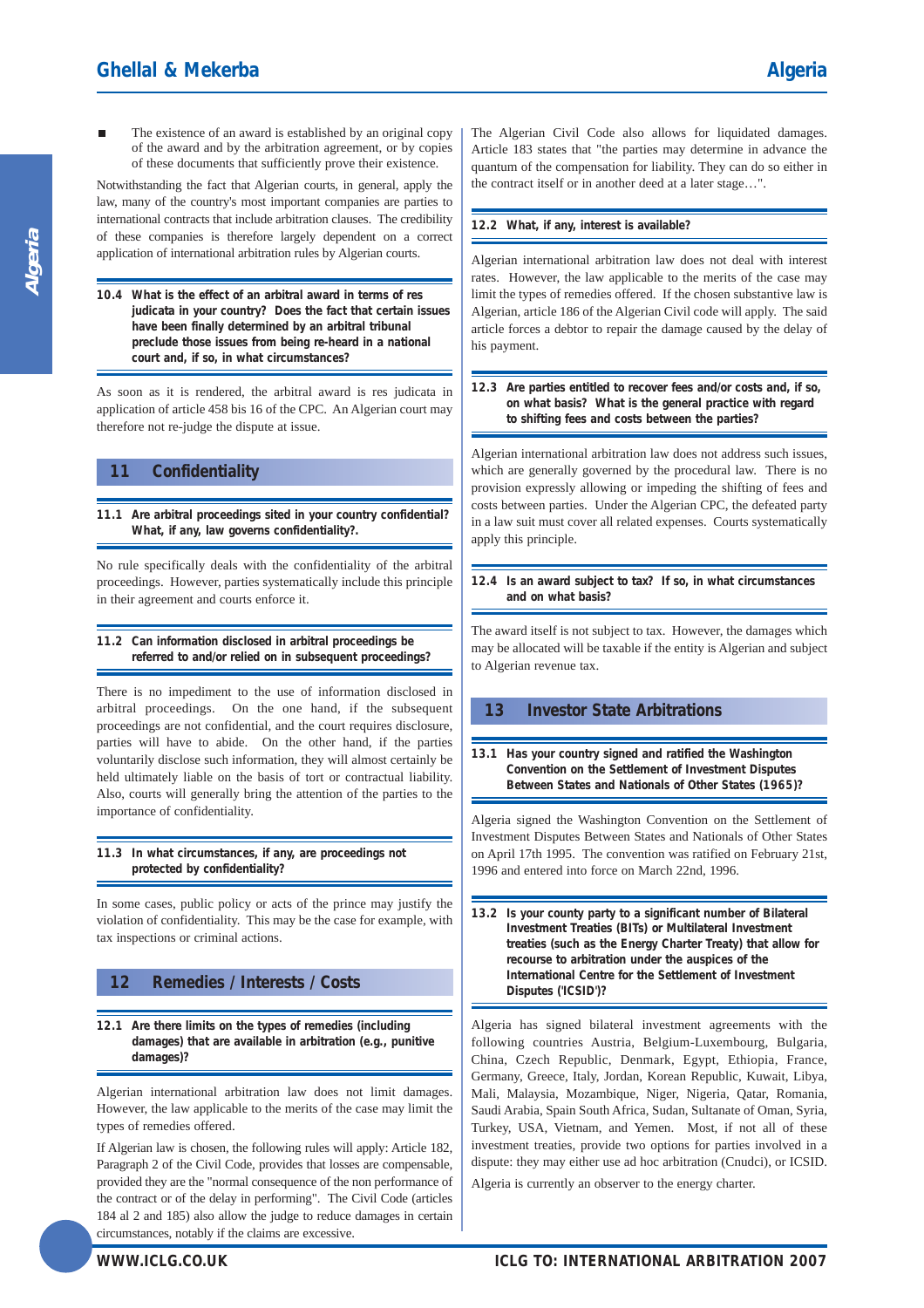- The existence of an award is established by an original copy of the award and by the arbitration agreement, or by copies of these documents that sufficiently prove their existence.

Notwithstanding the fact that Algerian courts, in general, apply the law, many of the country's most important companies are parties to international contracts that include arbitration clauses. The credibility of these companies is therefore largely dependent on a correct application of international arbitration rules by Algerian courts.

**10.4 What is the effect of an arbitral award in terms of res judicata in your country? Does the fact that certain issues have been finally determined by an arbitral tribunal preclude those issues from being re-heard in a national court and, if so, in what circumstances?**

As soon as it is rendered, the arbitral award is res judicata in application of article 458 bis 16 of the CPC. An Algerian court may therefore not re-judge the dispute at issue.

## 11 Confidentiality

**11.1 Are arbitral proceedings sited in your country confidential? What, if any, law governs confidentiality?.**

No rule specifically deals with the confidentiality of the arbitral proceedings. However, parties systematically include this principle in their agreement and courts enforce it.

**11.2 Can information disclosed in arbitral proceedings be referred to and/or relied on in subsequent proceedings?**

There is no impediment to the use of information disclosed in arbitral proceedings. On the one hand, if the subsequent proceedings are not confidential, and the court requires disclosure, parties will have to abide. On the other hand, if the parties voluntarily disclose such information, they will almost certainly be held ultimately liable on the basis of tort or contractual liability. Also, courts will generally bring the attention of the parties to the importance of confidentiality.

**11.3 In what circumstances, if any, are proceedings not protected by confidentiality?**

In some cases, public policy or acts of the prince may justify the violation of confidentiality. This may be the case for example, with tax inspections or criminal actions.

## 12 Remedies / Interests / Costs

**12.1 Are there limits on the types of remedies (including damages) that are available in arbitration (e.g., punitive damages)?**

Algerian international arbitration law does not limit damages. However, the law applicable to the merits of the case may limit the types of remedies offered.

If Algerian law is chosen, the following rules will apply: Article 182, Paragraph 2 of the Civil Code, provides that losses are compensable, provided they are the "normal consequence of the non performance of the contract or of the delay in performing". The Civil Code (articles 184 al 2 and 185) also allow the judge to reduce damages in certain circumstances, notably if the claims are excessive.

The Algerian Civil Code also allows for liquidated damages. Article 183 states that "the parties may determine in advance the quantum of the compensation for liability. They can do so either in the contract itself or in another deed at a later stage…".

**12.2 What, if any, interest is available?**

Algerian international arbitration law does not deal with interest rates. However, the law applicable to the merits of the case may limit the types of remedies offered. If the chosen substantive law is Algerian, article 186 of the Algerian Civil code will apply. The said article forces a debtor to repair the damage caused by the delay of his payment.

**12.3 Are parties entitled to recover fees and/or costs and, if so, on what basis? What is the general practice with regard to shifting fees and costs between the parties?**

Algerian international arbitration law does not address such issues, which are generally governed by the procedural law. There is no provision expressly allowing or impeding the shifting of fees and costs between parties. Under the Algerian CPC, the defeated party in a law suit must cover all related expenses. Courts systematically apply this principle.

**12.4 Is an award subject to tax? If so, in what circumstances and on what basis?**

The award itself is not subject to tax. However, the damages which may be allocated will be taxable if the entity is Algerian and subject to Algerian revenue tax.

## 13 Investor State Arbitrations

**13.1 Has your country signed and ratified the Washington Convention on the Settlement of Investment Disputes Between States and Nationals of Other States (1965)?**

Algeria signed the Washington Convention on the Settlement of Investment Disputes Between States and Nationals of Other States on April 17th 1995. The convention was ratified on February 21st, 1996 and entered into force on March 22nd, 1996.

**13.2 Is your county party to a significant number of Bilateral Investment Treaties (BITs) or Multilateral Investment treaties (such as the Energy Charter Treaty) that allow for recourse to arbitration under the auspices of the International Centre for the Settlement of Investment Disputes ('ICSID')?**

Algeria has signed bilateral investment agreements with the following countries Austria, Belgium-Luxembourg, Bulgaria, China, Czech Republic, Denmark, Egypt, Ethiopia, France, Germany, Greece, Italy, Jordan, Korean Republic, Kuwait, Libya, Mali, Malaysia, Mozambique, Niger, Nigeria, Qatar, Romania, Saudi Arabia, Spain South Africa, Sudan, Sultanate of Oman, Syria, Turkey, USA, Vietnam, and Yemen. Most, if not all of these investment treaties, provide two options for parties involved in a dispute: they may either use ad hoc arbitration (Cnudci), or ICSID.

Algeria is currently an observer to the energy charter.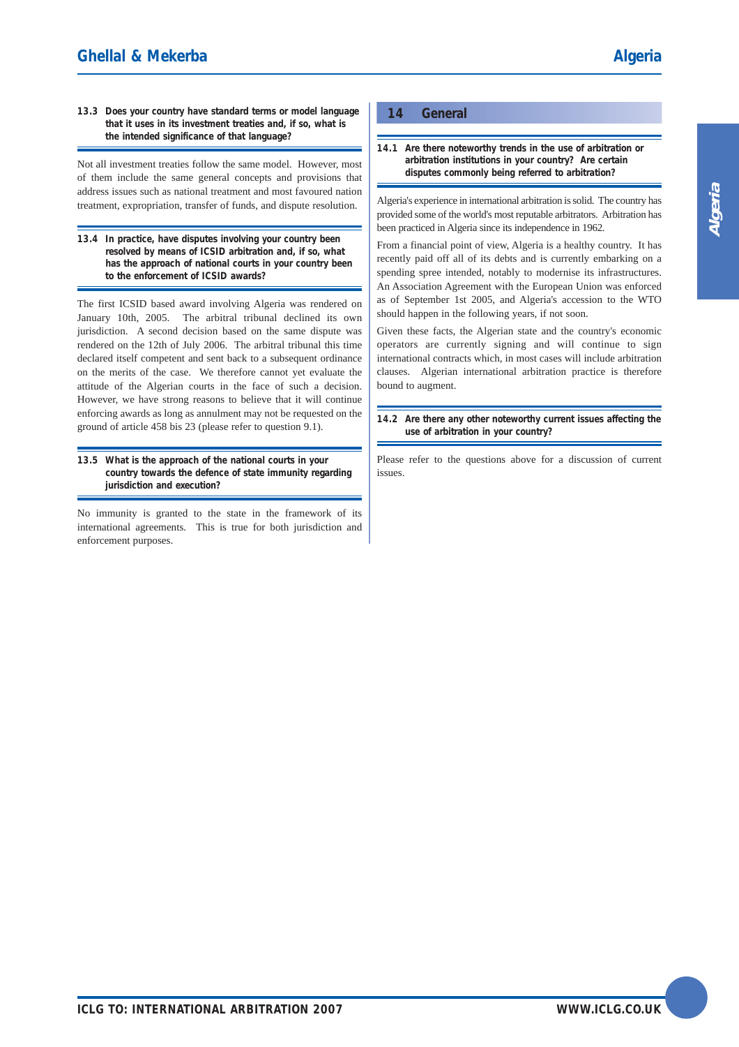**13.3 Does your country have standard terms or model language that it uses in its investment treaties and, if so, what is the intended significance of that language?**

Not all investment treaties follow the same model. However, most of them include the same general concepts and provisions that address issues such as national treatment and most favoured nation treatment, expropriation, transfer of funds, and dispute resolution.

**13.4 In practice, have disputes involving your country been resolved by means of ICSID arbitration and, if so, what has the approach of national courts in your country been to the enforcement of ICSID awards?**

The first ICSID based award involving Algeria was rendered on January 10th, 2005. The arbitral tribunal declined its own jurisdiction. A second decision based on the same dispute was rendered on the 12th of July 2006. The arbitral tribunal this time declared itself competent and sent back to a subsequent ordinance on the merits of the case. We therefore cannot yet evaluate the attitude of the Algerian courts in the face of such a decision. However, we have strong reasons to believe that it will continue enforcing awards as long as annulment may not be requested on the ground of article 458 bis 23 (please refer to question 9.1).

**13.5 What is the approach of the national courts in your country towards the defence of state immunity regarding jurisdiction and execution?**

No immunity is granted to the state in the framework of its international agreements. This is true for both jurisdiction and enforcement purposes.

## 14 General

**14.1 Are there noteworthy trends in the use of arbitration or arbitration institutions in your country? Are certain disputes commonly being referred to arbitration?**

Algeria's experience in international arbitration is solid. The country has provided some of the world's most reputable arbitrators. Arbitration has been practiced in Algeria since its independence in 1962.

From a financial point of view, Algeria is a healthy country. It has recently paid off all of its debts and is currently embarking on a spending spree intended, notably to modernise its infrastructures. An Association Agreement with the European Union was enforced as of September 1st 2005, and Algeria's accession to the WTO should happen in the following years, if not soon.

Given these facts, the Algerian state and the country's economic operators are currently signing and will continue to sign international contracts which, in most cases will include arbitration clauses. Algerian international arbitration practice is therefore bound to augment.

**14.2 Are there any other noteworthy current issues affecting the use of arbitration in your country?**

Please refer to the questions above for a discussion of current issues.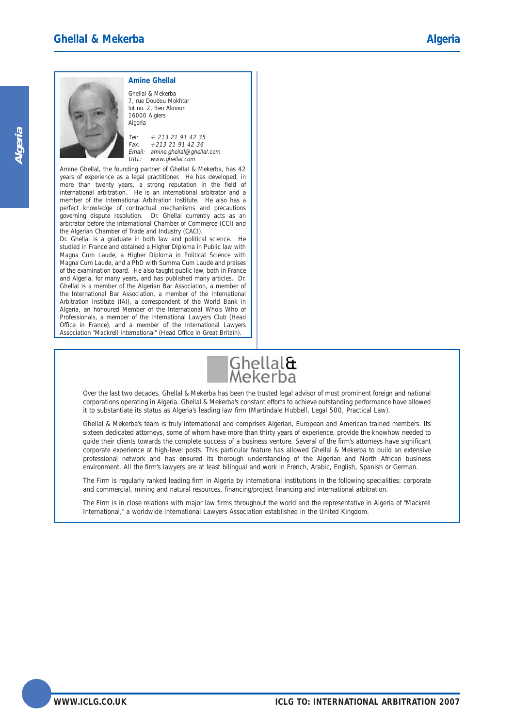### Amine Ghellal

Ghellal & Mekerba
7, rue Doudou Mokhtar
lot no. 2, Ben Aknoun
16000 Algiers
Algeria

*Tel:* + 213 21 91 42 35
*Fax:* +213 21 91 42 36
*Email:* amine.ghellal@ghellal.com
*URL:* www.ghellal.com

Amine Ghellal, the founding partner of Ghellal & Mekerba, has 42 years of experience as a legal practitioner. He has developed, in more than twenty years, a strong reputation in the field of international arbitration. He is an international arbitrator and a member of the International Arbitration Institute. He also has a perfect knowledge of contractual mechanisms and precautions governing dispute resolution. Dr. Ghellal currently acts as an arbitrator before the International Chamber of Commerce (CCI) and the Algerian Chamber of Trade and Industry (CACI).

Dr. Ghellal is a graduate in both law and political science. He studied in France and obtained a Higher Diploma in Public law with Magna Cum Laude, a Higher Diploma in Political Science with Magna Cum Laude, and a PhD with Summa Cum Laude and praises of the examination board. He also taught public law, both in France and Algeria, for many years, and has published many articles. Dr. Ghellal is a member of the Algerian Bar Association, a member of the International Bar Association, a member of the International Arbitration Institute (IAI), a correspondent of the World Bank in Algeria, an honoured Member of the International Who's Who of Professionals, a member of the International Lawyers Club (Head Office in France), and a member of the International Lawyers Association "Mackrell International" (Head Office in Great Britain).

## Ghellal & Mekerba

Over the last two decades, Ghellal & Mekerba has been the trusted legal advisor of most prominent foreign and national corporations operating in Algeria. Ghellal & Mekerba's constant efforts to achieve outstanding performance have allowed it to substantiate its status as Algeria's leading law firm (Martindale Hubbell, Legal 500, Practical Law).

Ghellal & Mekerba's team is truly international and comprises Algerian, European and American trained members. Its sixteen dedicated attorneys, some of whom have more than thirty years of experience, provide the knowhow needed to guide their clients towards the complete success of a business venture. Several of the firm's attorneys have significant corporate experience at high-level posts. This particular feature has allowed Ghellal & Mekerba to build an extensive professional network and has ensured its thorough understanding of the Algerian and North African business environment. All the firm's lawyers are at least bilingual and work in French, Arabic, English, Spanish or German.

The Firm is regularly ranked leading firm in Algeria by international institutions in the following specialities: corporate and commercial, mining and natural resources, financing/project financing and international arbitration.

The Firm is in close relations with major law firms throughout the world and the representative in Algeria of "Mackrell International," a worldwide International Lawyers Association established in the United Kingdom.